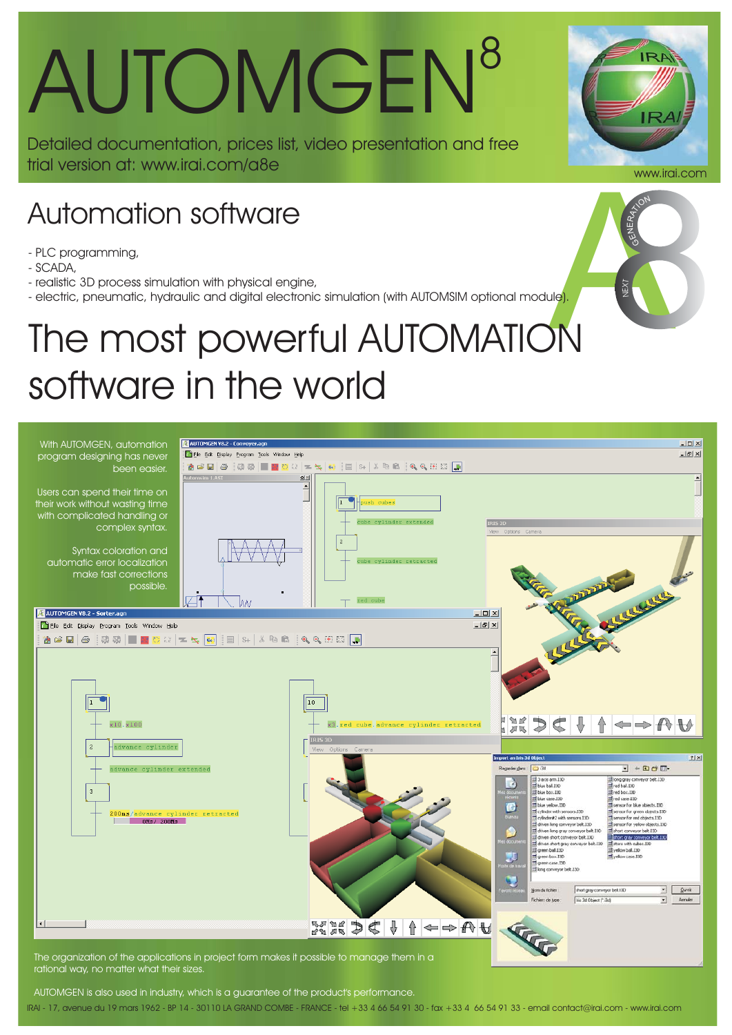# AUTOMGEN[8]

Detailed documentation, prices list, video presentation and free trial version at: www.irai.com/a8e

www.irai.com

## Automation software

- PLC programming,
- SCADA,
- realistic 3D process simulation with physical engine,
- electric, pneumatic, hydraulic and digital electronic simulation (with AUTOMSIM optional module).

# The most powerful AUTOMATION software in the world

With AUTOMGEN, automation program designing has never been easier.

Users can spend their time on their work without wasting time with complicated handling or complex syntax.

Syntax coloration and automatic error localization make fast corrections possible.

The organization of the applications in project form makes it possible to manage them in a rational way, no matter what their sizes.

AUTOMGEN is also used in industry, which is a guarantee of the product's performance.

IRAI - 17, avenue du 19 mars 1962 - BP 14 - 30110 LA GRAND COMBE - FRANCE - tel +33 4 66 54 91 30 - fax +33 4 66 54 91 33 - email contact@irai.com - www.irai.com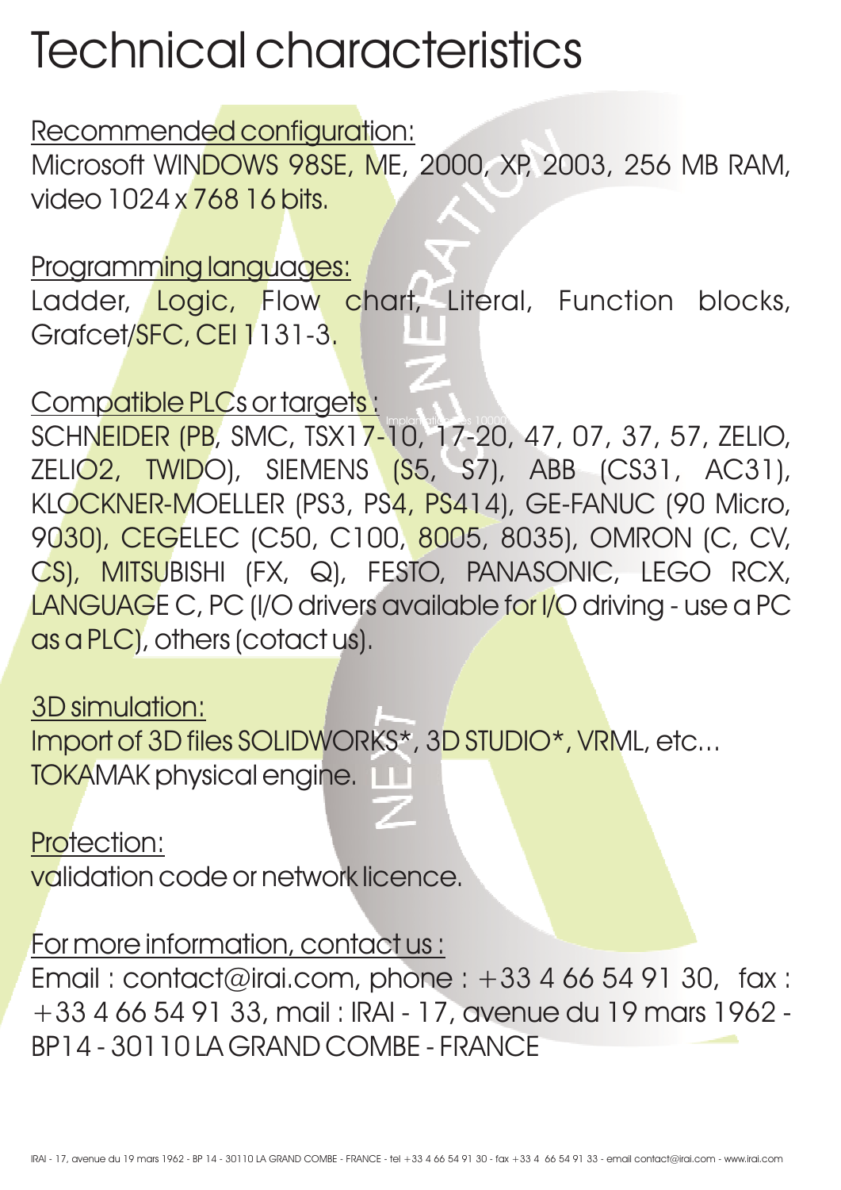# Technical characteristics

Recommended configuration:

Microsoft WINDOWS 98SE, ME, 2000, XP, 2003, 256 MB RAM, video 1024 x 768 16 bits.

Programming languages:

Ladder, Logic, Flow chart, Literal, Function blocks, Grafcet/SFC, CEI 1131-3.

Compatible PLCs or targets :

SCHNEIDER (PB, SMC, TSX17-10, 17-20, 47, 07, 37, 57, ZELIO, ZELIO2, TWIDO), SIEMENS (S5, S7), ABB (CS31, AC31), KLOCKNER-MOELLER (PS3, PS4, PS414), GE-FANUC (90 Micro, 9030), CEGELEC (C50, C100, 8005, 8035), OMRON (C, CV, CS), MITSUBISHI (FX, Q), FESTO, PANASONIC, LEGO RCX, LANGUAGE C, PC (I/O drivers available for I/O driving - use a PC as a PLC), others (cotact us).

3D simulation:

Import of 3D files SOLIDWORKS*, 3D STUDIO*, VRML, etc...
TOKAMAK physical engine.

Protection:

validation code or network licence.

For more information, contact us :

Email : contact@irai.com, phone : +33 4 66 54 91 30, fax : +33 4 66 54 91 33, mail : IRAI - 17, avenue du 19 mars 1962 - BP14 - 30110 LA GRAND COMBE - FRANCE